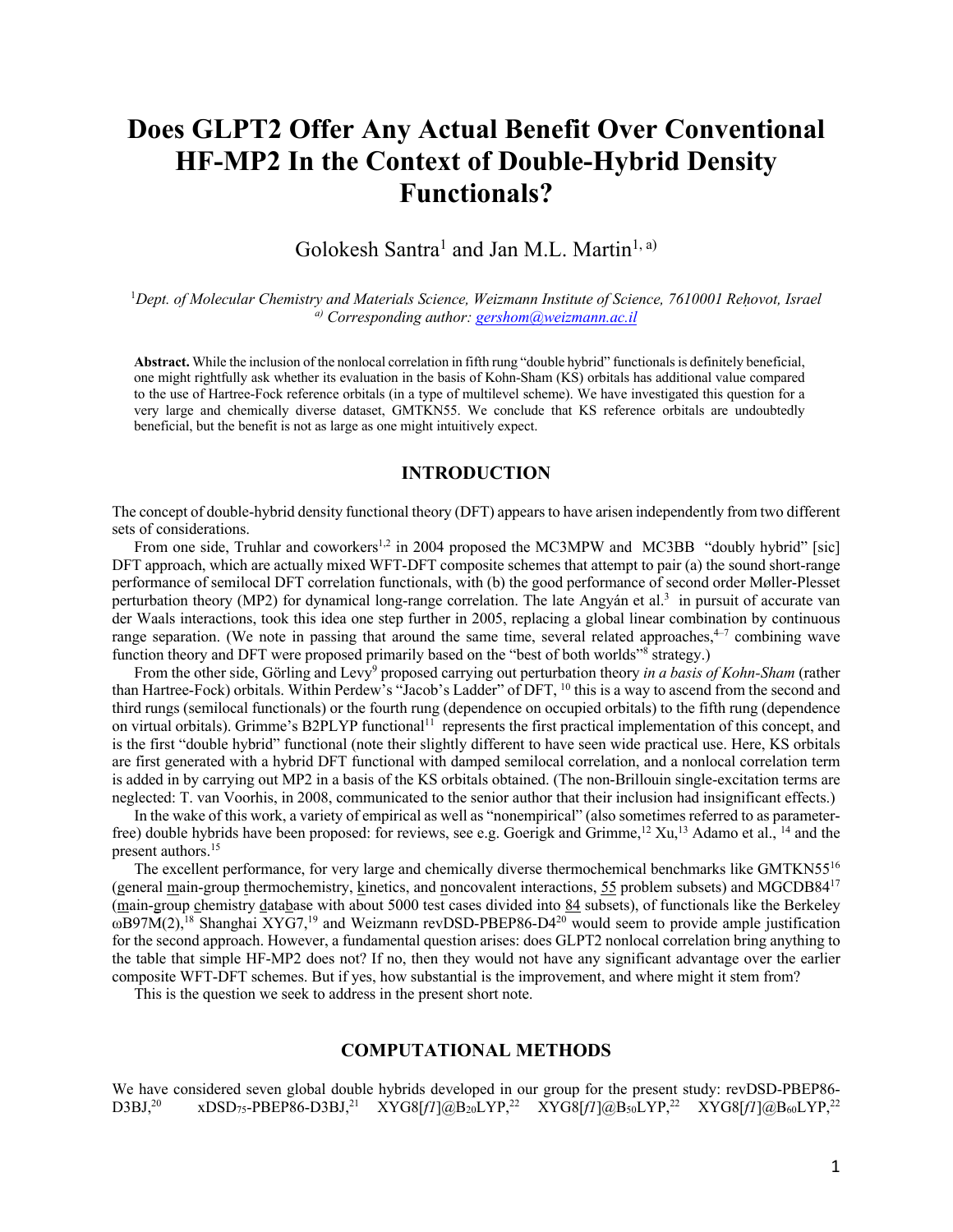# Does GLPT2 Offer Any Actual Benefit Over Conventional HF-MP2 In the Context of Double-Hybrid Density Functionals?

Golokesh Santra[1] and Jan M.L. Martin[1, a)]

[1]*Dept. of Molecular Chemistry and Materials Science, Weizmann Institute of Science, 7610001 Reḥovot, Israel*
[a)] *Corresponding author: gershom@weizmann.ac.il*

**Abstract.** While the inclusion of the nonlocal correlation in fifth rung "double hybrid" functionals is definitely beneficial, one might rightfully ask whether its evaluation in the basis of Kohn-Sham (KS) orbitals has additional value compared to the use of Hartree-Fock reference orbitals (in a type of multilevel scheme). We have investigated this question for a very large and chemically diverse dataset, GMTKN55. We conclude that KS reference orbitals are undoubtedly beneficial, but the benefit is not as large as one might intuitively expect.

## INTRODUCTION

The concept of double-hybrid density functional theory (DFT) appears to have arisen independently from two different sets of considerations.

From one side, Truhlar and coworkers[1,2] in 2004 proposed the MC3MPW and MC3BB "doubly hybrid" [sic] DFT approach, which are actually mixed WFT-DFT composite schemes that attempt to pair (a) the sound short-range performance of semilocal DFT correlation functionals, with (b) the good performance of second order Møller-Plesset perturbation theory (MP2) for dynamical long-range correlation. The late Angyán et al.[3] in pursuit of accurate van der Waals interactions, took this idea one step further in 2005, replacing a global linear combination by continuous range separation. (We note in passing that around the same time, several related approaches,[4–7] combining wave function theory and DFT were proposed primarily based on the "best of both worlds"[8] strategy.)

From the other side, Görling and Levy[9] proposed carrying out perturbation theory *in a basis of Kohn-Sham* (rather than Hartree-Fock) orbitals. Within Perdew's "Jacob's Ladder" of DFT, [10] this is a way to ascend from the second and third rungs (semilocal functionals) or the fourth rung (dependence on occupied orbitals) to the fifth rung (dependence on virtual orbitals). Grimme's B2PLYP functional[11] represents the first practical implementation of this concept, and is the first "double hybrid" functional (note their slightly different to have seen wide practical use. Here, KS orbitals are first generated with a hybrid DFT functional with damped semilocal correlation, and a nonlocal correlation term is added in by carrying out MP2 in a basis of the KS orbitals obtained. (The non-Brillouin single-excitation terms are neglected: T. van Voorhis, in 2008, communicated to the senior author that their inclusion had insignificant effects.)

In the wake of this work, a variety of empirical as well as "nonempirical" (also sometimes referred to as parameter-free) double hybrids have been proposed: for reviews, see e.g. Goerigk and Grimme,[12] Xu,[13] Adamo et al., [14] and the present authors.[15]

The excellent performance, for very large and chemically diverse thermochemical benchmarks like GMTKN55[16] (general main-group thermochemistry, kinetics, and noncovalent interactions, 55 problem subsets) and MGCDB84[17] (main-group chemistry database with about 5000 test cases divided into 84 subsets), of functionals like the Berkeley ωB97M(2),[18] Shanghai XYG7,[19] and Weizmann revDSD-PBEP86-D4[20] would seem to provide ample justification for the second approach. However, a fundamental question arises: does GLPT2 nonlocal correlation bring anything to the table that simple HF-MP2 does not? If no, then they would not have any significant advantage over the earlier composite WFT-DFT schemes. But if yes, how substantial is the improvement, and where might it stem from?

This is the question we seek to address in the present short note.

## COMPUTATIONAL METHODS

We have considered seven global double hybrids developed in our group for the present study: revDSD-PBEP86-D3BJ,[20] xDSD$_{75}$-PBEP86-D3BJ,[21] XYG8[*f1*]@B$_{20}$LYP,[22] XYG8[*f1*]@B$_{50}$LYP,[22] XYG8[*f1*]@B$_{60}$LYP,[22]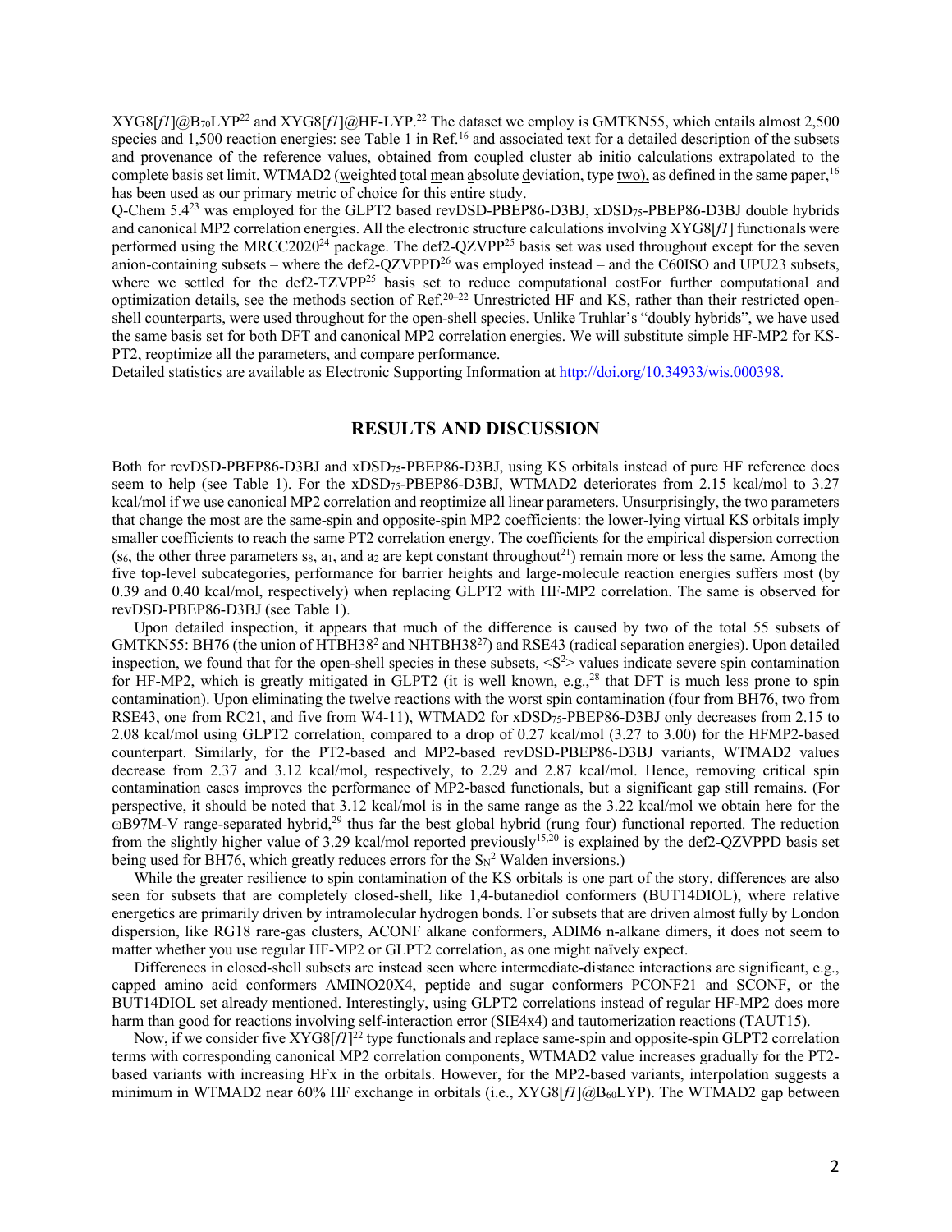XYG8[*f1*]@$B_{70}$LYP[22] and XYG8[*f1*]@HF-LYP.[22] The dataset we employ is GMTKN55, which entails almost 2,500 species and 1,500 reaction energies: see Table 1 in Ref.[16] and associated text for a detailed description of the subsets and provenance of the reference values, obtained from coupled cluster ab initio calculations extrapolated to the complete basis set limit. WTMAD2 (weighted total mean absolute deviation, type two), as defined in the same paper,[16] has been used as our primary metric of choice for this entire study.

Q-Chem 5.4[23] was employed for the GLPT2 based revDSD-PBEP86-D3BJ, $xDSD_{75}$-PBEP86-D3BJ double hybrids and canonical MP2 correlation energies. All the electronic structure calculations involving XYG8[*f1*] functionals were performed using the MRCC2020[24] package. The def2-QZVPP[25] basis set was used throughout except for the seven anion-containing subsets – where the def2-QZVPPD[26] was employed instead – and the C60ISO and UPU23 subsets, where we settled for the def2-TZVPP[25] basis set to reduce computational costFor further computational and optimization details, see the methods section of Ref.[20–22] Unrestricted HF and KS, rather than their restricted open-shell counterparts, were used throughout for the open-shell species. Unlike Truhlar's "doubly hybrids", we have used the same basis set for both DFT and canonical MP2 correlation energies. We will substitute simple HF-MP2 for KS-PT2, reoptimize all the parameters, and compare performance.

Detailed statistics are available as Electronic Supporting Information at http://doi.org/10.34933/wis.000398.

## RESULTS AND DISCUSSION

Both for revDSD-PBEP86-D3BJ and $xDSD_{75}$-PBEP86-D3BJ, using KS orbitals instead of pure HF reference does seem to help (see Table 1). For the $xDSD_{75}$-PBEP86-D3BJ, WTMAD2 deteriorates from 2.15 kcal/mol to 3.27 kcal/mol if we use canonical MP2 correlation and reoptimize all linear parameters. Unsurprisingly, the two parameters that change the most are the same-spin and opposite-spin MP2 coefficients: the lower-lying virtual KS orbitals imply smaller coefficients to reach the same PT2 correlation energy. The coefficients for the empirical dispersion correction ($s_6$, the other three parameters $s_8$, $a_1$, and $a_2$ are kept constant throughout[21]) remain more or less the same. Among the five top-level subcategories, performance for barrier heights and large-molecule reaction energies suffers most (by 0.39 and 0.40 kcal/mol, respectively) when replacing GLPT2 with HF-MP2 correlation. The same is observed for revDSD-PBEP86-D3BJ (see Table 1).

Upon detailed inspection, it appears that much of the difference is caused by two of the total 55 subsets of GMTKN55: BH76 (the union of HTBH38[2] and NHTBH38[27]) and RSE43 (radical separation energies). Upon detailed inspection, we found that for the open-shell species in these subsets, $<S^2>$ values indicate severe spin contamination for HF-MP2, which is greatly mitigated in GLPT2 (it is well known, e.g.,[28] that DFT is much less prone to spin contamination). Upon eliminating the twelve reactions with the worst spin contamination (four from BH76, two from RSE43, one from RC21, and five from W4-11), WTMAD2 for $xDSD_{75}$-PBEP86-D3BJ only decreases from 2.15 to 2.08 kcal/mol using GLPT2 correlation, compared to a drop of 0.27 kcal/mol (3.27 to 3.00) for the HFMP2-based counterpart. Similarly, for the PT2-based and MP2-based revDSD-PBEP86-D3BJ variants, WTMAD2 values decrease from 2.37 and 3.12 kcal/mol, respectively, to 2.29 and 2.87 kcal/mol. Hence, removing critical spin contamination cases improves the performance of MP2-based functionals, but a significant gap still remains. (For perspective, it should be noted that 3.12 kcal/mol is in the same range as the 3.22 kcal/mol we obtain here for the ωB97M-V range-separated hybrid,[29] thus far the best global hybrid (rung four) functional reported. The reduction from the slightly higher value of 3.29 kcal/mol reported previously[15,20] is explained by the def2-QZVPPD basis set being used for BH76, which greatly reduces errors for the $S_N2$ Walden inversions.)

While the greater resilience to spin contamination of the KS orbitals is one part of the story, differences are also seen for subsets that are completely closed-shell, like 1,4-butanediol conformers (BUT14DIOL), where relative energetics are primarily driven by intramolecular hydrogen bonds. For subsets that are driven almost fully by London dispersion, like RG18 rare-gas clusters, ACONF alkane conformers, ADIM6 n-alkane dimers, it does not seem to matter whether you use regular HF-MP2 or GLPT2 correlation, as one might naïvely expect.

Differences in closed-shell subsets are instead seen where intermediate-distance interactions are significant, e.g., capped amino acid conformers AMINO20X4, peptide and sugar conformers PCONF21 and SCONF, or the BUT14DIOL set already mentioned. Interestingly, using GLPT2 correlations instead of regular HF-MP2 does more harm than good for reactions involving self-interaction error (SIE4x4) and tautomerization reactions (TAUT15).

Now, if we consider five XYG8[*f1*][22] type functionals and replace same-spin and opposite-spin GLPT2 correlation terms with corresponding canonical MP2 correlation components, WTMAD2 value increases gradually for the PT2-based variants with increasing HFx in the orbitals. However, for the MP2-based variants, interpolation suggests a minimum in WTMAD2 near 60% HF exchange in orbitals (i.e., XYG8[*f1*]@$B_{60}$LYP). The WTMAD2 gap between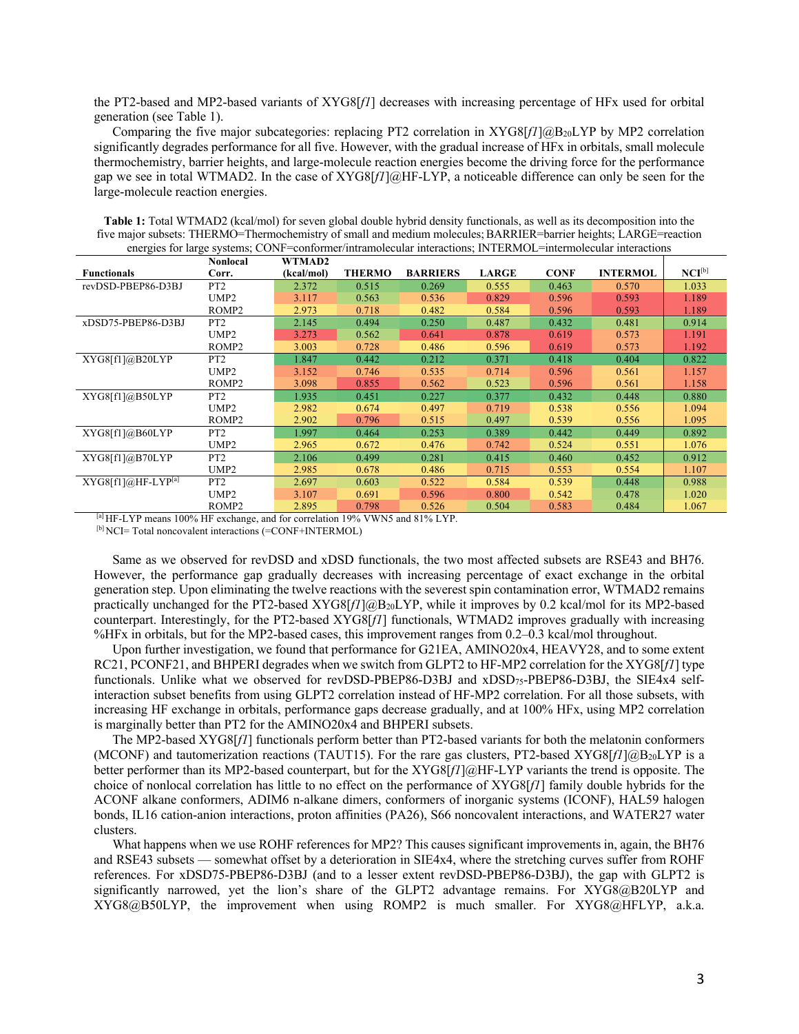the PT2-based and MP2-based variants of XYG8[*f1*] decreases with increasing percentage of HFx used for orbital generation (see Table 1).

Comparing the five major subcategories: replacing PT2 correlation in XYG8[*f1*]@$B_{20}$LYP by MP2 correlation significantly degrades performance for all five. However, with the gradual increase of HFx in orbitals, small molecule thermochemistry, barrier heights, and large-molecule reaction energies become the driving force for the performance gap we see in total WTMAD2. In the case of XYG8[*f1*]@HF-LYP, a noticeable difference can only be seen for the large-molecule reaction energies.

**Table 1:** Total WTMAD2 (kcal/mol) for seven global double hybrid density functionals, as well as its decomposition into the five major subsets: THERMO=Thermochemistry of small and medium molecules; BARRIER=barrier heights; LARGE=reaction energies for large systems; CONF=conformer/intramolecular interactions; INTERMOL=intermolecular interactions

| Functionals | Nonlocal Corr. | WTMAD2 (kcal/mol) | THERMO | BARRIERS | LARGE | CONF | INTERMOL | NCI[b] |
|---|---|---|---|---|---|---|---|---|
| revDSD-PBEP86-D3BJ | PT2 | 2.372 | 0.515 | 0.269 | 0.555 | 0.463 | 0.570 | 1.033 |
| | UMP2 | 3.117 | 0.563 | 0.536 | 0.829 | 0.596 | 0.593 | 1.189 |
| | ROMP2 | 2.973 | 0.718 | 0.482 | 0.584 | 0.596 | 0.593 | 1.189 |
| xDSD75-PBEP86-D3BJ | PT2 | 2.145 | 0.494 | 0.250 | 0.487 | 0.432 | 0.481 | 0.914 |
| | UMP2 | 3.273 | 0.562 | 0.641 | 0.878 | 0.619 | 0.573 | 1.191 |
| | ROMP2 | 3.003 | 0.728 | 0.486 | 0.596 | 0.619 | 0.573 | 1.192 |
| XYG8[f1]@B20LYP | PT2 | 1.847 | 0.442 | 0.212 | 0.371 | 0.418 | 0.404 | 0.822 |
| | UMP2 | 3.152 | 0.746 | 0.535 | 0.714 | 0.596 | 0.561 | 1.157 |
| | ROMP2 | 3.098 | 0.855 | 0.562 | 0.523 | 0.596 | 0.561 | 1.158 |
| XYG8[f1]@B50LYP | PT2 | 1.935 | 0.451 | 0.227 | 0.377 | 0.432 | 0.448 | 0.880 |
| | UMP2 | 2.982 | 0.674 | 0.497 | 0.719 | 0.538 | 0.556 | 1.094 |
| | ROMP2 | 2.902 | 0.796 | 0.515 | 0.497 | 0.539 | 0.556 | 1.095 |
| XYG8[f1]@B60LYP | PT2 | 1.997 | 0.464 | 0.253 | 0.389 | 0.442 | 0.449 | 0.892 |
| | UMP2 | 2.965 | 0.672 | 0.476 | 0.742 | 0.524 | 0.551 | 1.076 |
| XYG8[f1]@B70LYP | PT2 | 2.106 | 0.499 | 0.281 | 0.415 | 0.460 | 0.452 | 0.912 |
| | UMP2 | 2.985 | 0.678 | 0.486 | 0.715 | 0.553 | 0.554 | 1.107 |
| XYG8[f1]@HF-LYP[a] | PT2 | 2.697 | 0.603 | 0.522 | 0.584 | 0.539 | 0.448 | 0.988 |
| | UMP2 | 3.107 | 0.691 | 0.596 | 0.800 | 0.542 | 0.478 | 1.020 |
| | ROMP2 | 2.895 | 0.798 | 0.526 | 0.504 | 0.583 | 0.484 | 1.067 |

[a] HF-LYP means 100% HF exchange, and for correlation 19% VWN5 and 81% LYP.
[b] NCI= Total noncovalent interactions (=CONF+INTERMOL)

Same as we observed for revDSD and xDSD functionals, the two most affected subsets are RSE43 and BH76. However, the performance gap gradually decreases with increasing percentage of exact exchange in the orbital generation step. Upon eliminating the twelve reactions with the severest spin contamination error, WTMAD2 remains practically unchanged for the PT2-based XYG8[*f1*]@$B_{20}$LYP, while it improves by 0.2 kcal/mol for its MP2-based counterpart. Interestingly, for the PT2-based XYG8[*f1*] functionals, WTMAD2 improves gradually with increasing %HFx in orbitals, but for the MP2-based cases, this improvement ranges from 0.2–0.3 kcal/mol throughout.

Upon further investigation, we found that performance for G21EA, AMINO20x4, HEAVY28, and to some extent RC21, PCONF21, and BHPERI degrades when we switch from GLPT2 to HF-MP2 correlation for the XYG8[*f1*] type functionals. Unlike what we observed for revDSD-PBEP86-D3BJ and $xDSD_{75}$-PBEP86-D3BJ, the SIE4x4 self-interaction subset benefits from using GLPT2 correlation instead of HF-MP2 correlation. For all those subsets, with increasing HF exchange in orbitals, performance gaps decrease gradually, and at 100% HFx, using MP2 correlation is marginally better than PT2 for the AMINO20x4 and BHPERI subsets.

The MP2-based XYG8[*f1*] functionals perform better than PT2-based variants for both the melatonin conformers (MCONF) and tautomerization reactions (TAUT15). For the rare gas clusters, PT2-based XYG8[*f1*]@$B_{20}$LYP is a better performer than its MP2-based counterpart, but for the XYG8[*f1*]@HF-LYP variants the trend is opposite. The choice of nonlocal correlation has little to no effect on the performance of XYG8[*f1*] family double hybrids for the ACONF alkane conformers, ADIM6 n-alkane dimers, conformers of inorganic systems (ICONF), HAL59 halogen bonds, IL16 cation-anion interactions, proton affinities (PA26), S66 noncovalent interactions, and WATER27 water clusters.

What happens when we use ROHF references for MP2? This causes significant improvements in, again, the BH76 and RSE43 subsets — somewhat offset by a deterioration in SIE4x4, where the stretching curves suffer from ROHF references. For xDSD75-PBEP86-D3BJ (and to a lesser extent revDSD-PBEP86-D3BJ), the gap with GLPT2 is significantly narrowed, yet the lion's share of the GLPT2 advantage remains. For XYG8@B20LYP and XYG8@B50LYP, the improvement when using ROMP2 is much smaller. For XYG8@HFLYP, a.k.a.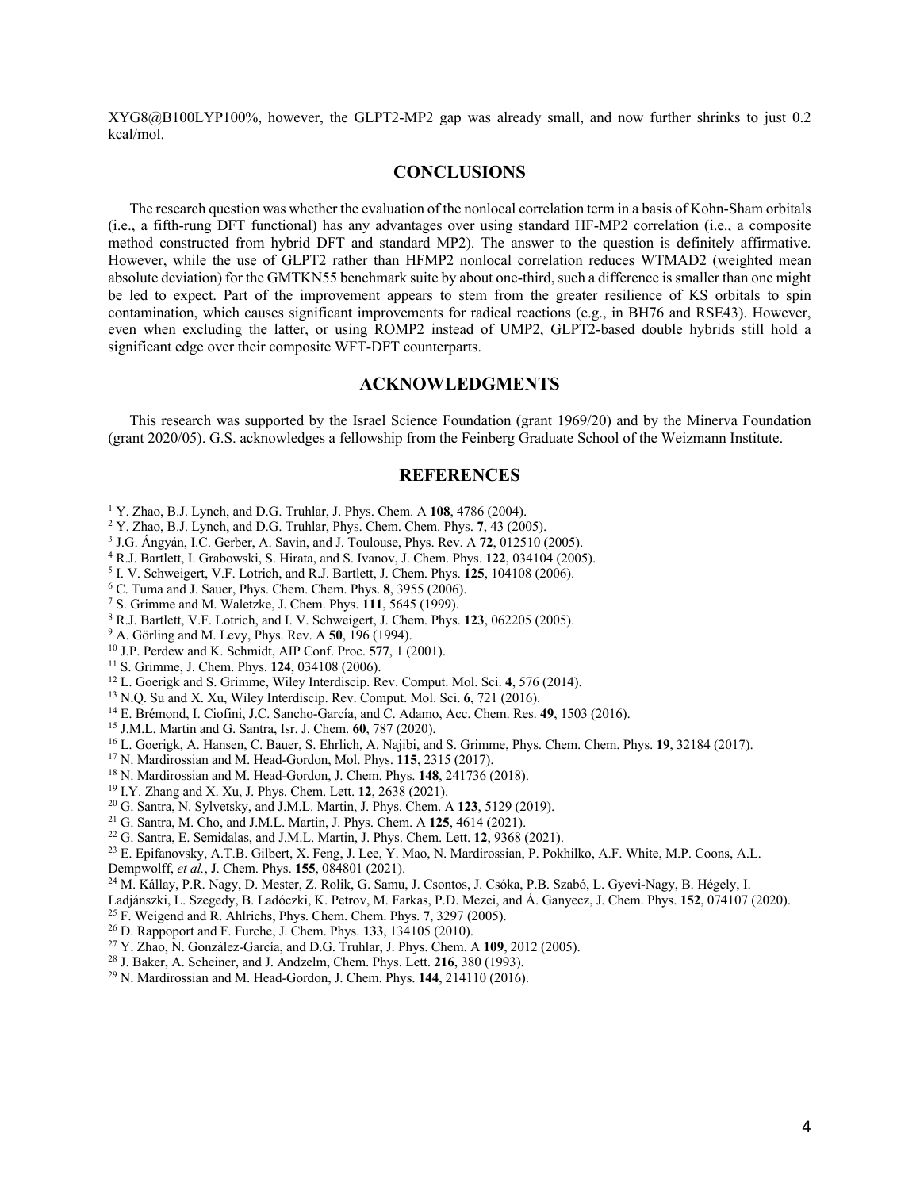XYG8@B100LYP100%, however, the GLPT2-MP2 gap was already small, and now further shrinks to just 0.2 kcal/mol.

## CONCLUSIONS

The research question was whether the evaluation of the nonlocal correlation term in a basis of Kohn-Sham orbitals (i.e., a fifth-rung DFT functional) has any advantages over using standard HF-MP2 correlation (i.e., a composite method constructed from hybrid DFT and standard MP2). The answer to the question is definitely affirmative. However, while the use of GLPT2 rather than HFMP2 nonlocal correlation reduces WTMAD2 (weighted mean absolute deviation) for the GMTKN55 benchmark suite by about one-third, such a difference is smaller than one might be led to expect. Part of the improvement appears to stem from the greater resilience of KS orbitals to spin contamination, which causes significant improvements for radical reactions (e.g., in BH76 and RSE43). However, even when excluding the latter, or using ROMP2 instead of UMP2, GLPT2-based double hybrids still hold a significant edge over their composite WFT-DFT counterparts.

## ACKNOWLEDGMENTS

This research was supported by the Israel Science Foundation (grant 1969/20) and by the Minerva Foundation (grant 2020/05). G.S. acknowledges a fellowship from the Feinberg Graduate School of the Weizmann Institute.

## REFERENCES

[1] Y. Zhao, B.J. Lynch, and D.G. Truhlar, J. Phys. Chem. A **108**, 4786 (2004).
[2] Y. Zhao, B.J. Lynch, and D.G. Truhlar, Phys. Chem. Chem. Phys. **7**, 43 (2005).
[3] J.G. Ángyán, I.C. Gerber, A. Savin, and J. Toulouse, Phys. Rev. A **72**, 012510 (2005).
[4] R.J. Bartlett, I. Grabowski, S. Hirata, and S. Ivanov, J. Chem. Phys. **122**, 034104 (2005).
[5] I. V. Schweigert, V.F. Lotrich, and R.J. Bartlett, J. Chem. Phys. **125**, 104108 (2006).
[6] C. Tuma and J. Sauer, Phys. Chem. Chem. Phys. **8**, 3955 (2006).
[7] S. Grimme and M. Waletzke, J. Chem. Phys. **111**, 5645 (1999).
[8] R.J. Bartlett, V.F. Lotrich, and I. V. Schweigert, J. Chem. Phys. **123**, 062205 (2005).
[9] A. Görling and M. Levy, Phys. Rev. A **50**, 196 (1994).
[10] J.P. Perdew and K. Schmidt, AIP Conf. Proc. **577**, 1 (2001).
[11] S. Grimme, J. Chem. Phys. **124**, 034108 (2006).
[12] L. Goerigk and S. Grimme, Wiley Interdiscip. Rev. Comput. Mol. Sci. **4**, 576 (2014).
[13] N.Q. Su and X. Xu, Wiley Interdiscip. Rev. Comput. Mol. Sci. **6**, 721 (2016).
[14] E. Brémond, I. Ciofini, J.C. Sancho-García, and C. Adamo, Acc. Chem. Res. **49**, 1503 (2016).
[15] J.M.L. Martin and G. Santra, Isr. J. Chem. **60**, 787 (2020).
[16] L. Goerigk, A. Hansen, C. Bauer, S. Ehrlich, A. Najibi, and S. Grimme, Phys. Chem. Chem. Phys. **19**, 32184 (2017).
[17] N. Mardirossian and M. Head-Gordon, Mol. Phys. **115**, 2315 (2017).
[18] N. Mardirossian and M. Head-Gordon, J. Chem. Phys. **148**, 241736 (2018).
[19] I.Y. Zhang and X. Xu, J. Phys. Chem. Lett. **12**, 2638 (2021).
[20] G. Santra, N. Sylvetsky, and J.M.L. Martin, J. Phys. Chem. A **123**, 5129 (2019).
[21] G. Santra, M. Cho, and J.M.L. Martin, J. Phys. Chem. A **125**, 4614 (2021).
[22] G. Santra, E. Semidalas, and J.M.L. Martin, J. Phys. Chem. Lett. **12**, 9368 (2021).
[23] E. Epifanovsky, A.T.B. Gilbert, X. Feng, J. Lee, Y. Mao, N. Mardirossian, P. Pokhilko, A.F. White, M.P. Coons, A.L. Dempwolff, *et al.*, J. Chem. Phys. **155**, 084801 (2021).
[24] M. Kállay, P.R. Nagy, D. Mester, Z. Rolik, G. Samu, J. Csontos, J. Csóka, P.B. Szabó, L. Gyevi-Nagy, B. Hégely, I. Ladjánszki, L. Szegedy, B. Ladóczki, K. Petrov, M. Farkas, P.D. Mezei, and Á. Ganyecz, J. Chem. Phys. **152**, 074107 (2020).
[25] F. Weigend and R. Ahlrichs, Phys. Chem. Chem. Phys. **7**, 3297 (2005).
[26] D. Rappoport and F. Furche, J. Chem. Phys. **133**, 134105 (2010).
[27] Y. Zhao, N. González-García, and D.G. Truhlar, J. Phys. Chem. A **109**, 2012 (2005).
[28] J. Baker, A. Scheiner, and J. Andzelm, Chem. Phys. Lett. **216**, 380 (1993).
[29] N. Mardirossian and M. Head-Gordon, J. Chem. Phys. **144**, 214110 (2016).